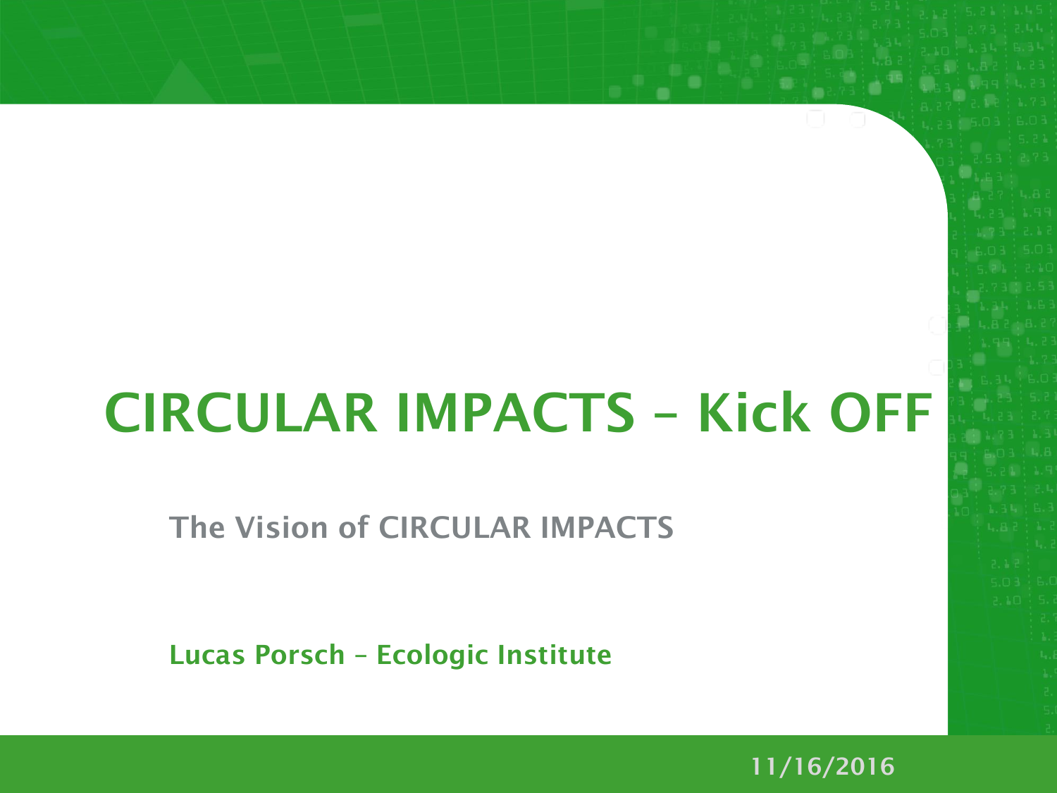# CIRCULAR IMPACTS – Kick OFF

## The Vision of CIRCULAR IMPACTS

**Lucas Porsch – Ecologic Institute**

11/16/2016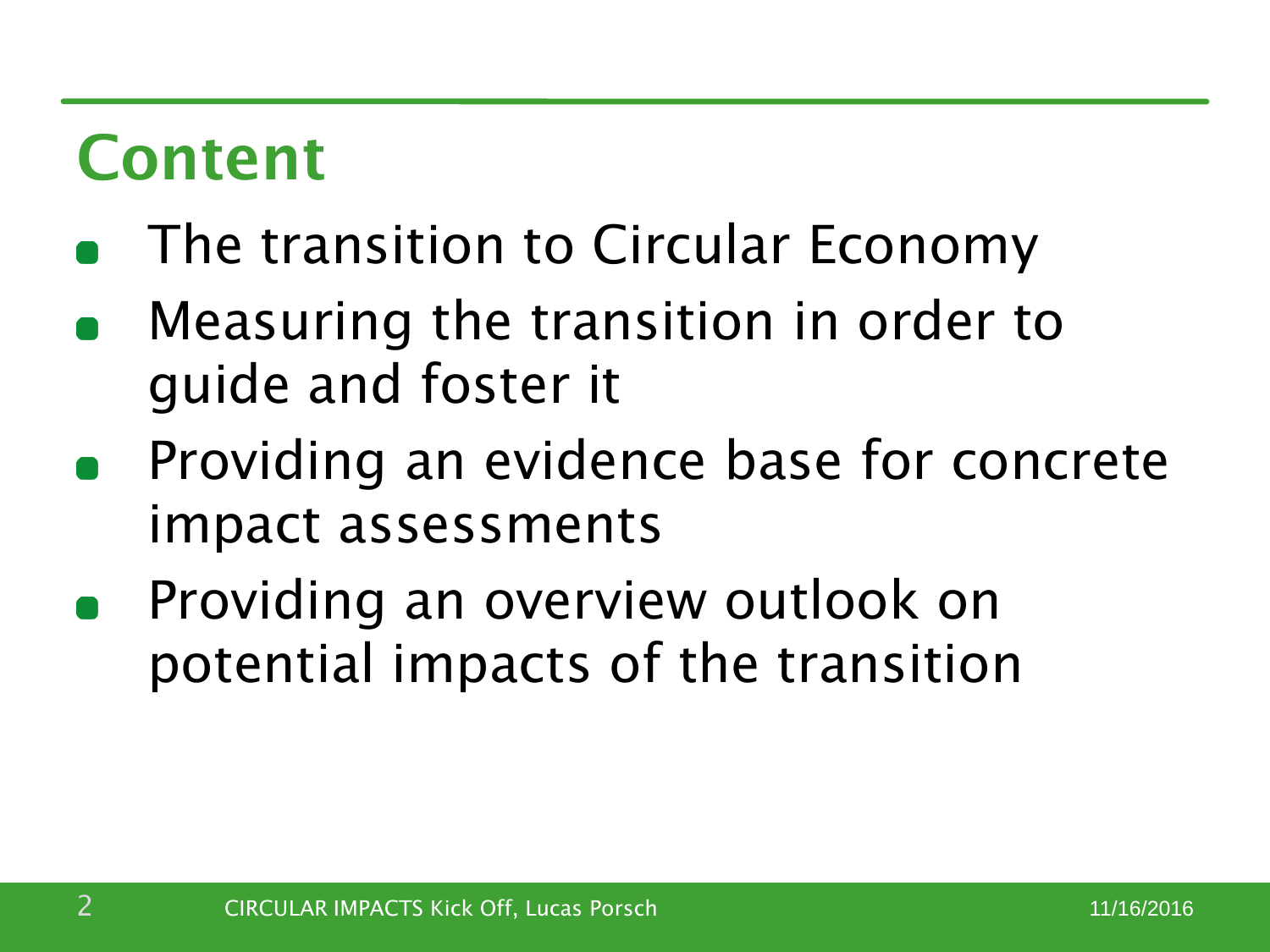# Content

- The transition to Circular Economy
- Measuring the transition in order to guide and foster it
- Providing an evidence base for concrete impact assessments
- Providing an overview outlook on potential impacts of the transition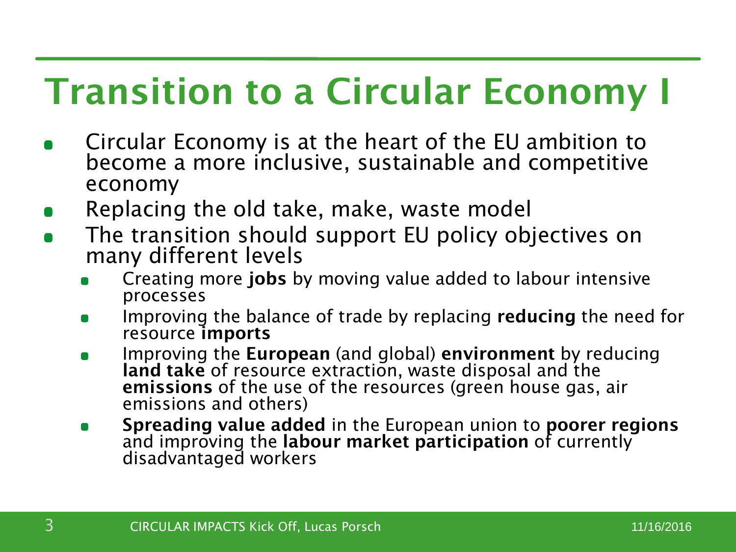# Transition to a Circular Economy I

- Circular Economy is at the heart of the EU ambition to become a more inclusive, sustainable and competitive economy
- Replacing the old take, make, waste model
- The transition should support EU policy objectives on many different levels
  - Creating more **jobs** by moving value added to labour intensive processes
  - Improving the balance of trade by replacing **reducing** the need for resource **imports**
  - Improving the **European** (and global) **environment** by reducing **land take** of resource extraction, waste disposal and the **emissions** of the use of the resources (green house gas, air emissions and others)
  - **Spreading value added** in the European union to **poorer regions** and improving the **labour market participation** of currently disadvantaged workers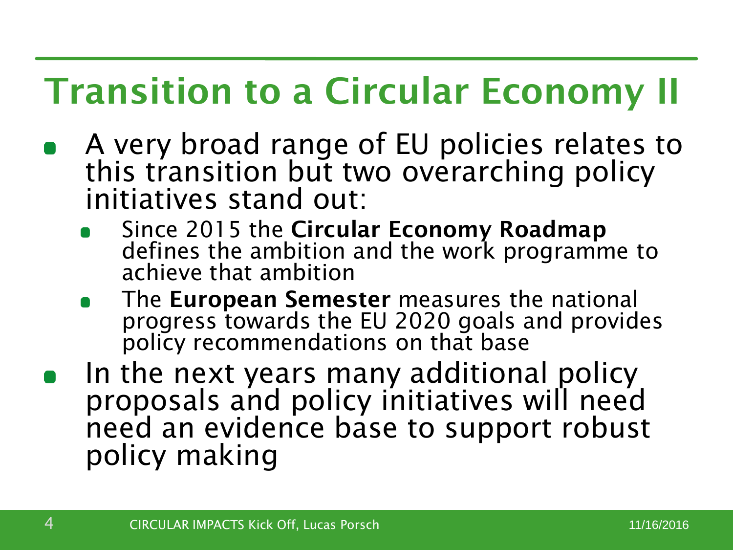# Transition to a Circular Economy II

- A very broad range of EU policies relates to this transition but two overarching policy initiatives stand out:
  - Since 2015 the **Circular Economy Roadmap** defines the ambition and the work programme to achieve that ambition
  - The **European Semester** measures the national progress towards the EU 2020 goals and provides policy recommendations on that base
- In the next years many additional policy proposals and policy initiatives will need need an evidence base to support robust policy making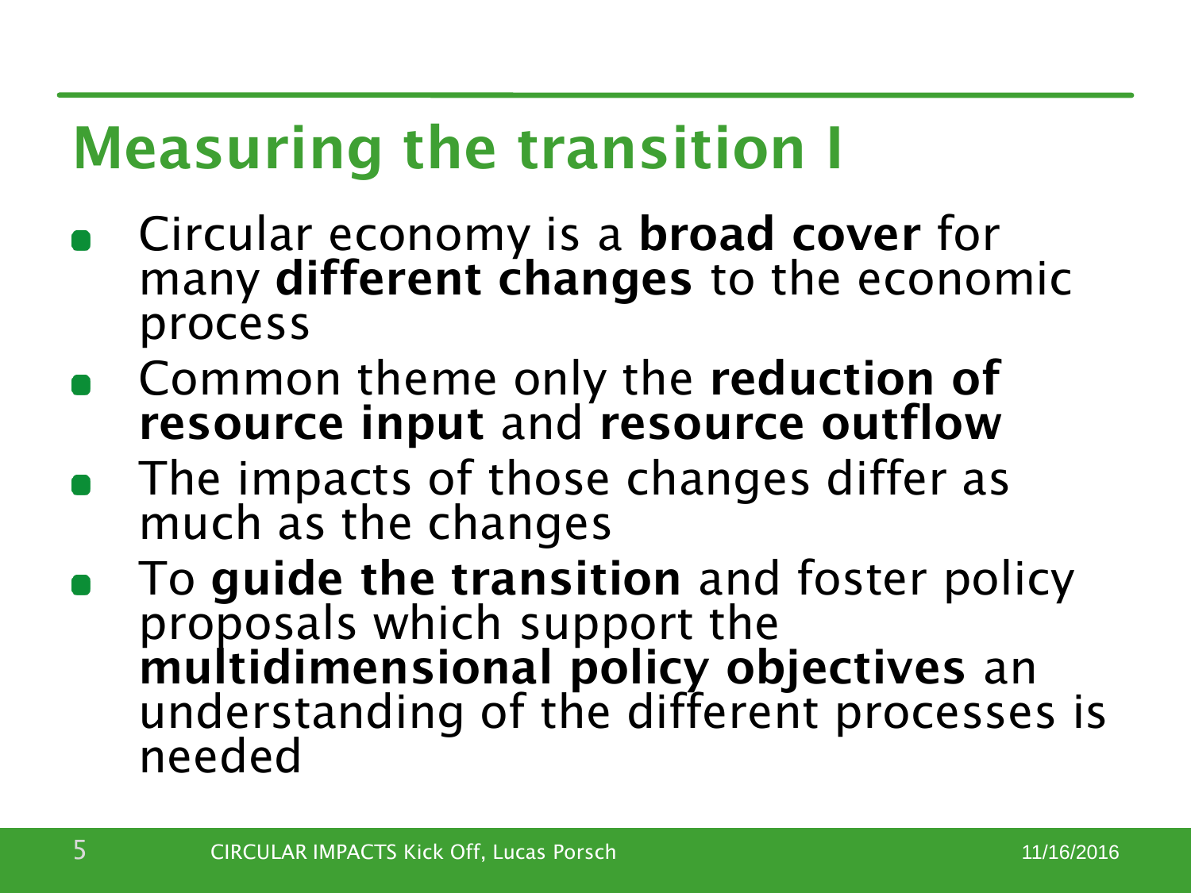# Measuring the transition I

- Circular economy is a **broad cover** for many **different changes** to the economic process
- Common theme only the **reduction of resource input** and **resource outflow**
- The impacts of those changes differ as much as the changes
- To **guide the transition** and foster policy proposals which support the **multidimensional policy objectives** an understanding of the different processes is needed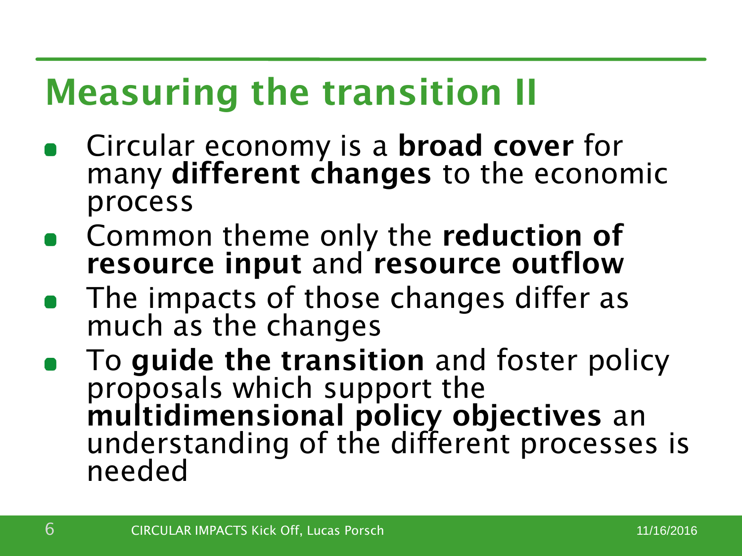# Measuring the transition II

- Circular economy is a **broad cover** for many **different changes** to the economic process
- Common theme only the **reduction of resource input** and **resource outflow**
- The impacts of those changes differ as much as the changes
- To **guide the transition** and foster policy proposals which support the **multidimensional policy objectives** an understanding of the different processes is needed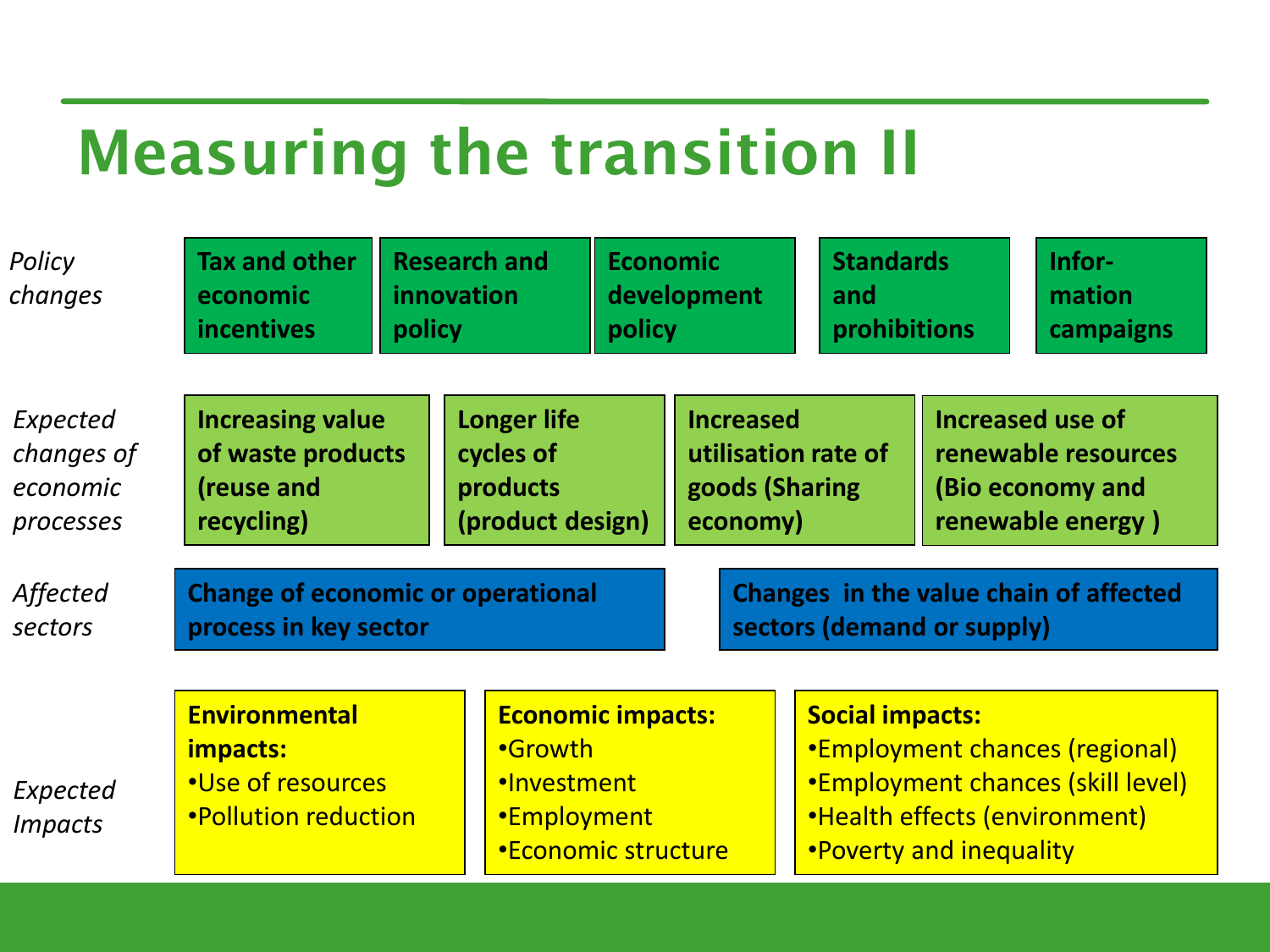# Measuring the transition II

*Policy changes*

- **Tax and other economic incentives**
- **Research and innovation policy**
- **Economic development policy**
- **Standards and prohibitions**
- **Infor-mation campaigns**

*Expected changes of economic processes*

- **Increasing value of waste products (reuse and recycling)**
- **Longer life cycles of products (product design)**
- **Increased utilisation rate of goods (Sharing economy)**
- **Increased use of renewable resources (Bio economy and renewable energy )**

*Affected sectors*

- **Change of economic or operational process in key sector**
- **Changes in the value chain of affected sectors (demand or supply)**

*Expected Impacts*

**Environmental impacts:**
- Use of resources
- Pollution reduction

**Economic impacts:**
- Growth
- Investment
- Employment
- Economic structure

**Social impacts:**
- Employment chances (regional)
- Employment chances (skill level)
- Health effects (environment)
- Poverty and inequality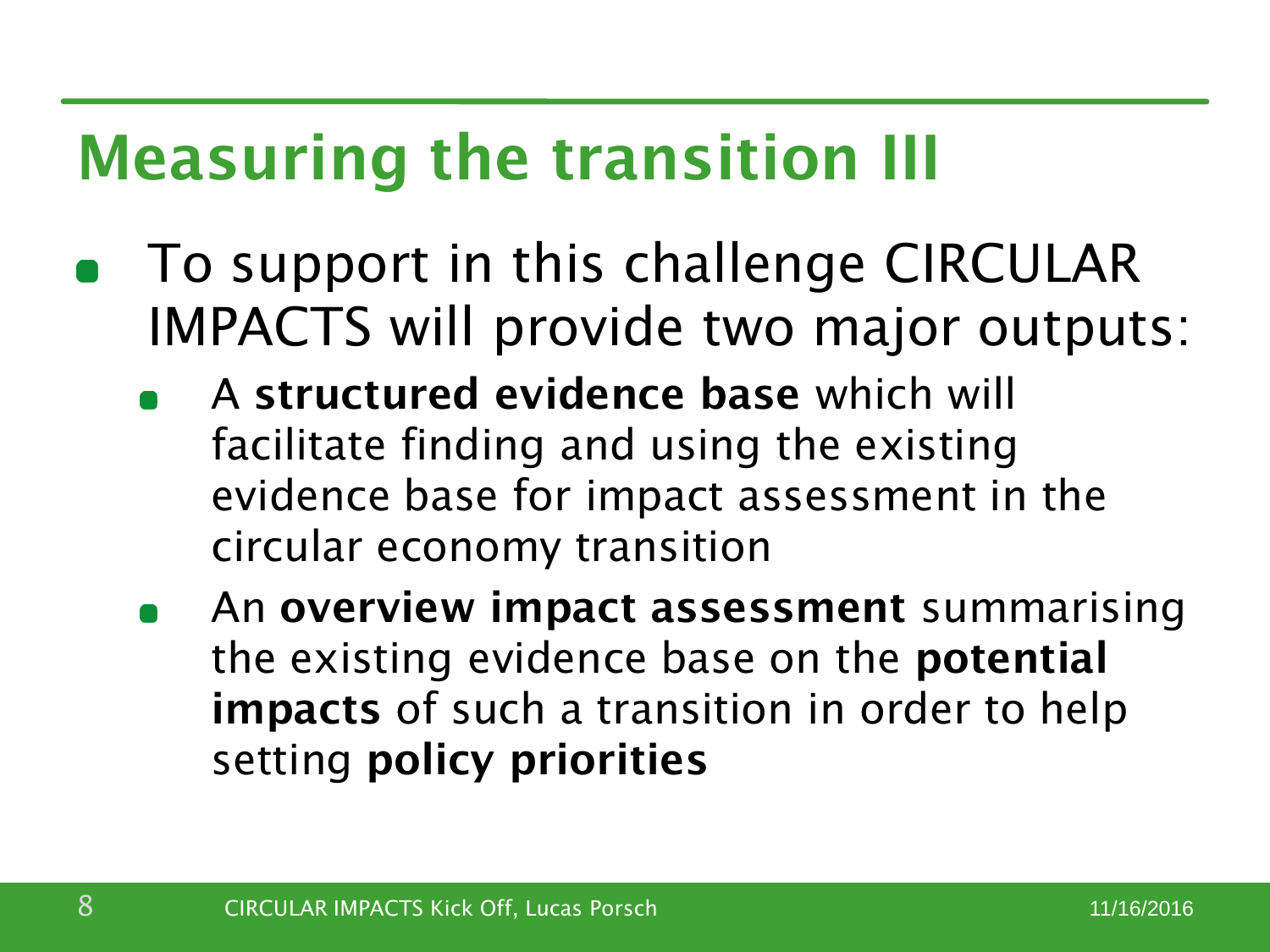# Measuring the transition III

- To support in this challenge CIRCULAR IMPACTS will provide two major outputs:
  - A **structured evidence base** which will facilitate finding and using the existing evidence base for impact assessment in the circular economy transition
  - An **overview impact assessment** summarising the existing evidence base on the **potential impacts** of such a transition in order to help setting **policy priorities**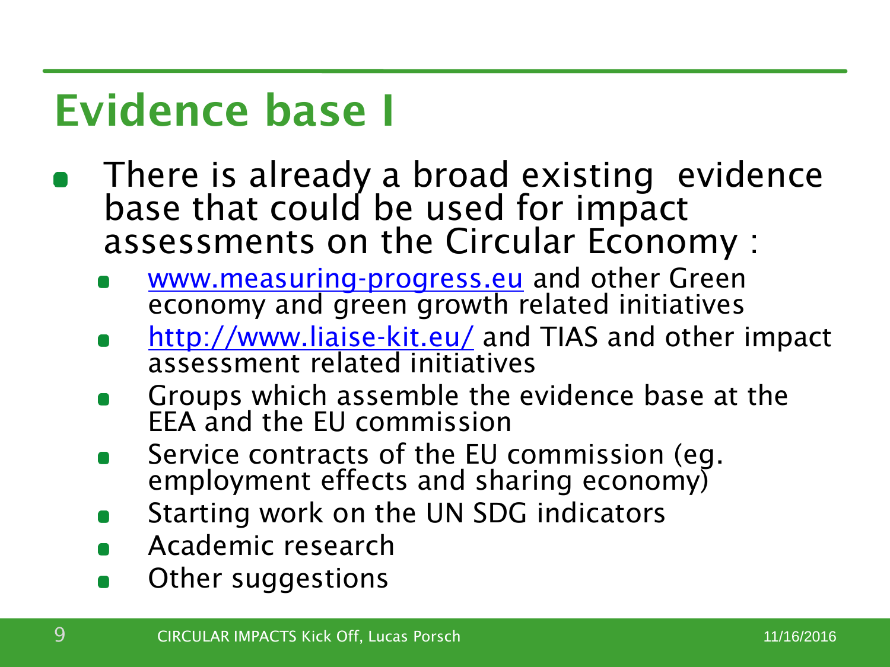# Evidence base I

- There is already a broad existing evidence base that could be used for impact assessments on the Circular Economy :
  - www.measuring-progress.eu and other Green economy and green growth related initiatives
  - http://www.liaise-kit.eu/ and TIAS and other impact assessment related initiatives
  - Groups which assemble the evidence base at the EEA and the EU commission
  - Service contracts of the EU commission (eg. employment effects and sharing economy)
  - Starting work on the UN SDG indicators
  - Academic research
  - Other suggestions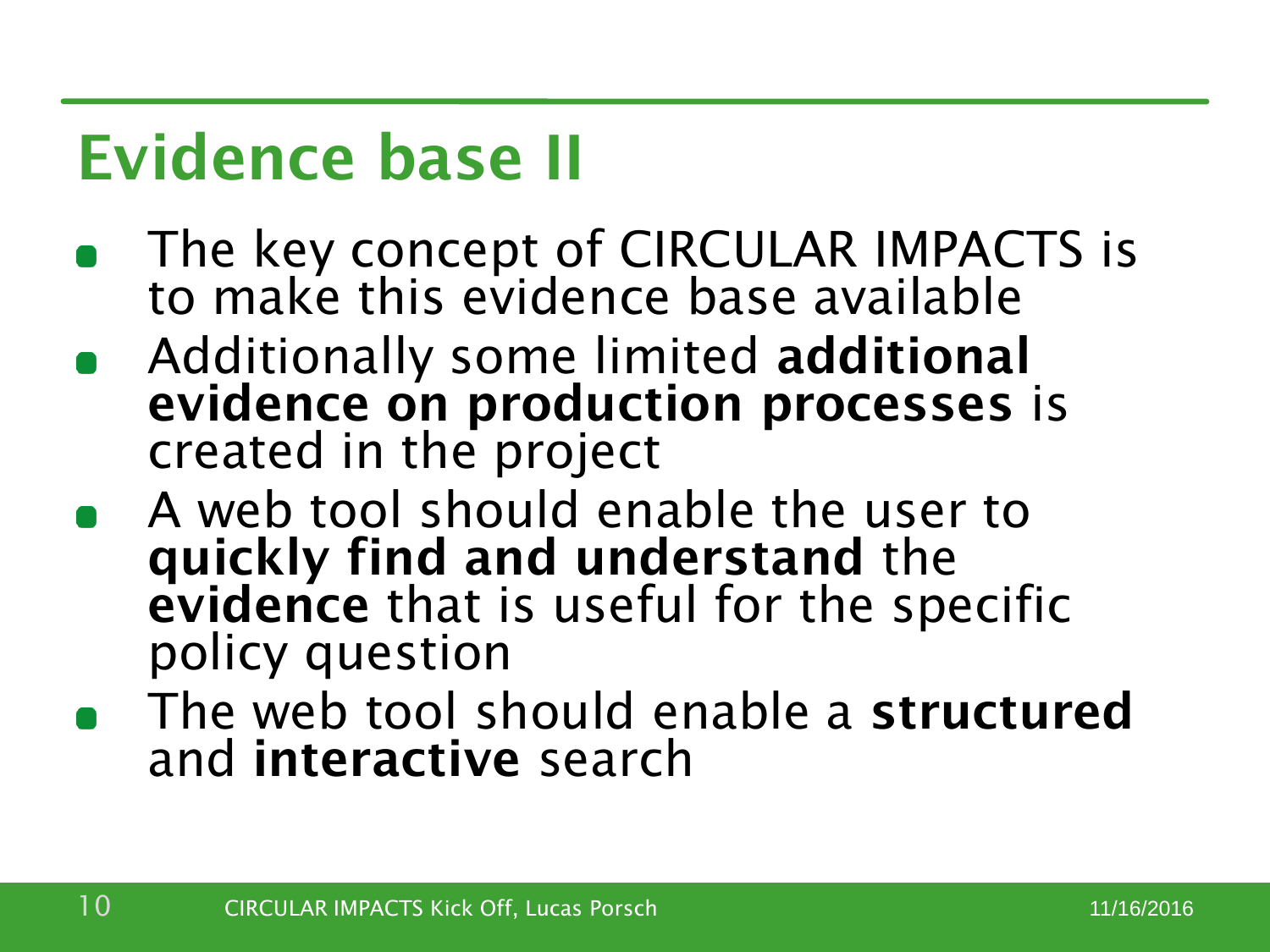# Evidence base II

- The key concept of CIRCULAR IMPACTS is to make this evidence base available
- Additionally some limited **additional evidence on production processes** is created in the project
- A web tool should enable the user to **quickly find and understand** the **evidence** that is useful for the specific policy question
- The web tool should enable a **structured** and **interactive** search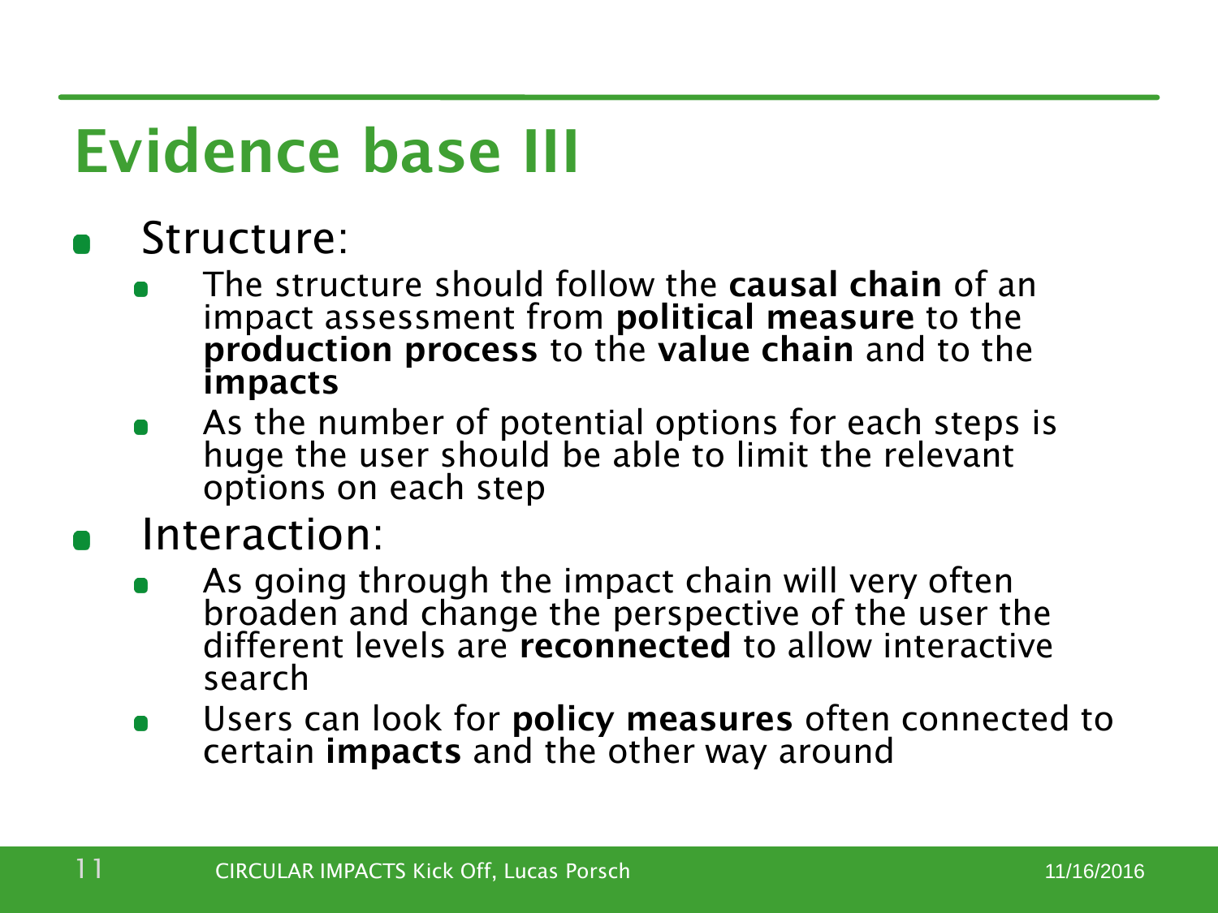# Evidence base III

- Structure:
  - The structure should follow the **causal chain** of an impact assessment from **political measure** to the **production process** to the **value chain** and to the **impacts**
  - As the number of potential options for each steps is huge the user should be able to limit the relevant options on each step
- Interaction:
  - As going through the impact chain will very often broaden and change the perspective of the user the different levels are **reconnected** to allow interactive search
  - Users can look for **policy measures** often connected to certain **impacts** and the other way around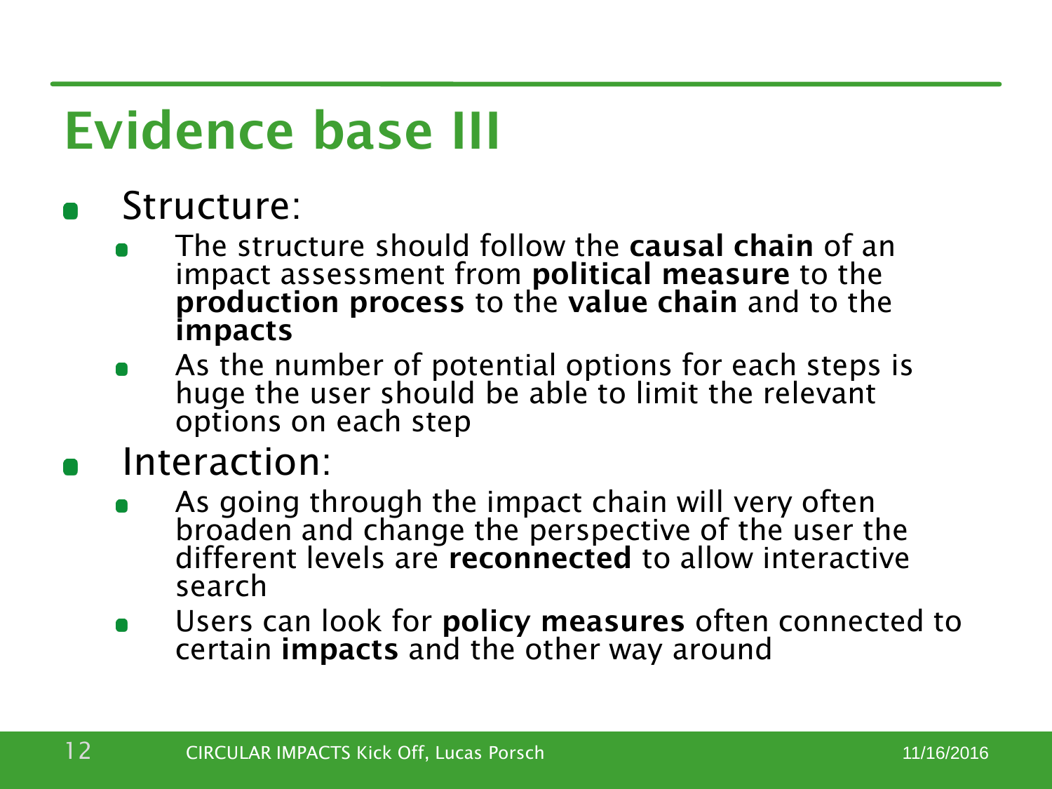# Evidence base III

- Structure:
  - The structure should follow the **causal chain** of an impact assessment from **political measure** to the **production process** to the **value chain** and to the **impacts**
  - As the number of potential options for each steps is huge the user should be able to limit the relevant options on each step
- Interaction:
  - As going through the impact chain will very often broaden and change the perspective of the user the different levels are **reconnected** to allow interactive search
  - Users can look for **policy measures** often connected to certain **impacts** and the other way around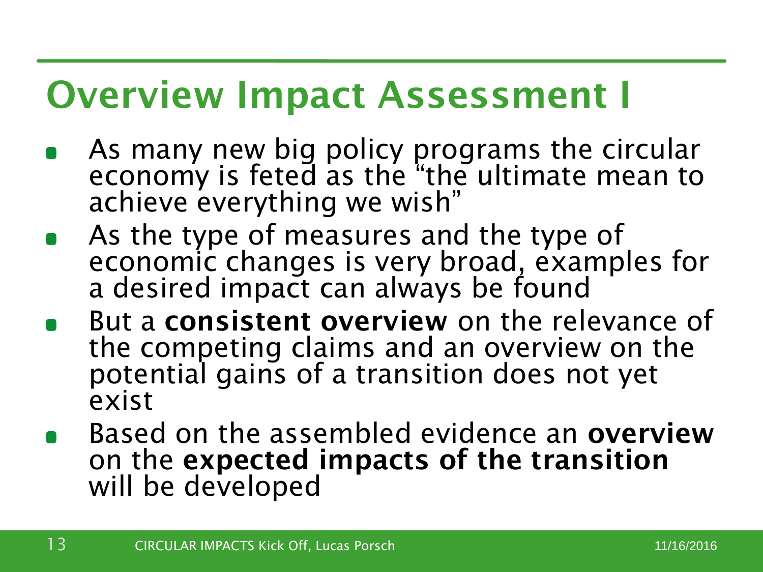# Overview Impact Assessment I

- As many new big policy programs the circular economy is feted as the "the ultimate mean to achieve everything we wish"
- As the type of measures and the type of economic changes is very broad, examples for a desired impact can always be found
- But a **consistent overview** on the relevance of the competing claims and an overview on the potential gains of a transition does not yet exist
- Based on the assembled evidence an **overview** on the **expected impacts of the transition** will be developed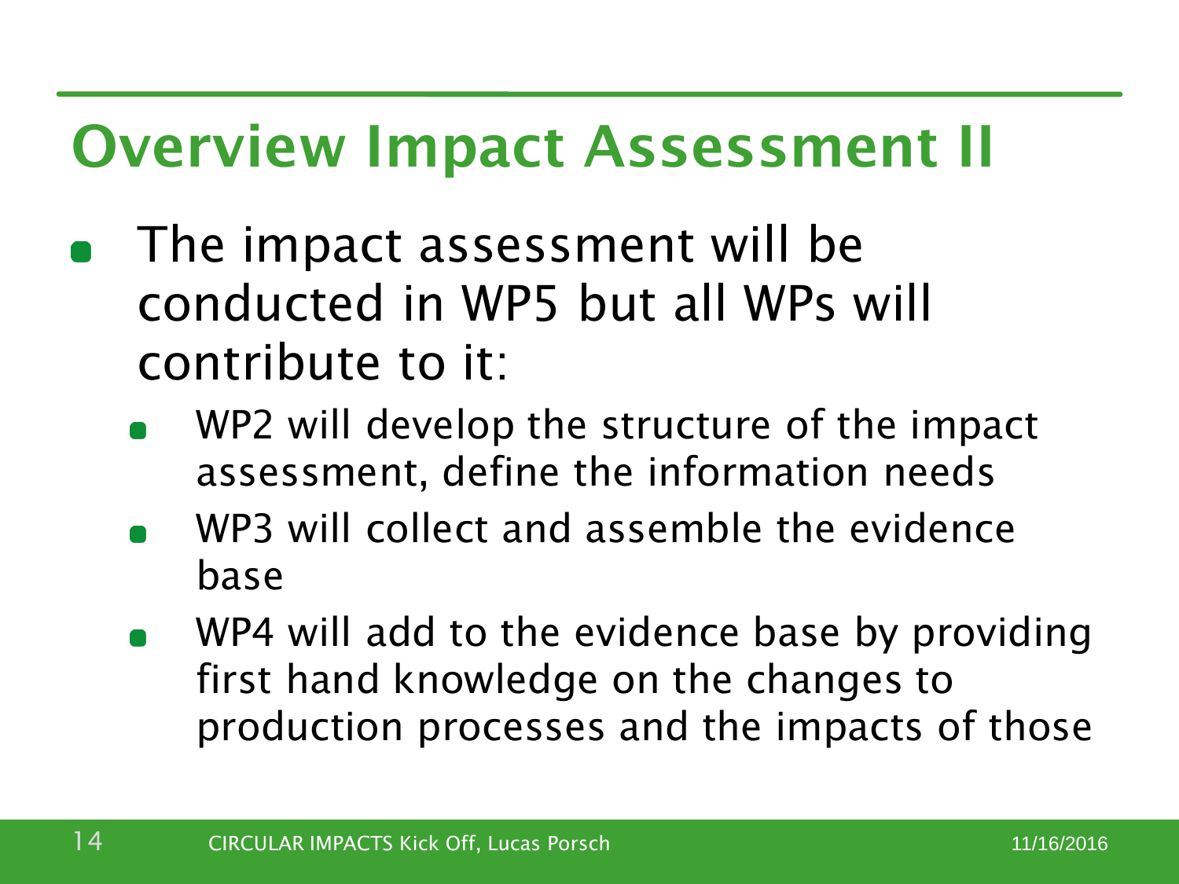# Overview Impact Assessment II

- The impact assessment will be conducted in WP5 but all WPs will contribute to it:
  - WP2 will develop the structure of the impact assessment, define the information needs
  - WP3 will collect and assemble the evidence base
  - WP4 will add to the evidence base by providing first hand knowledge on the changes to production processes and the impacts of those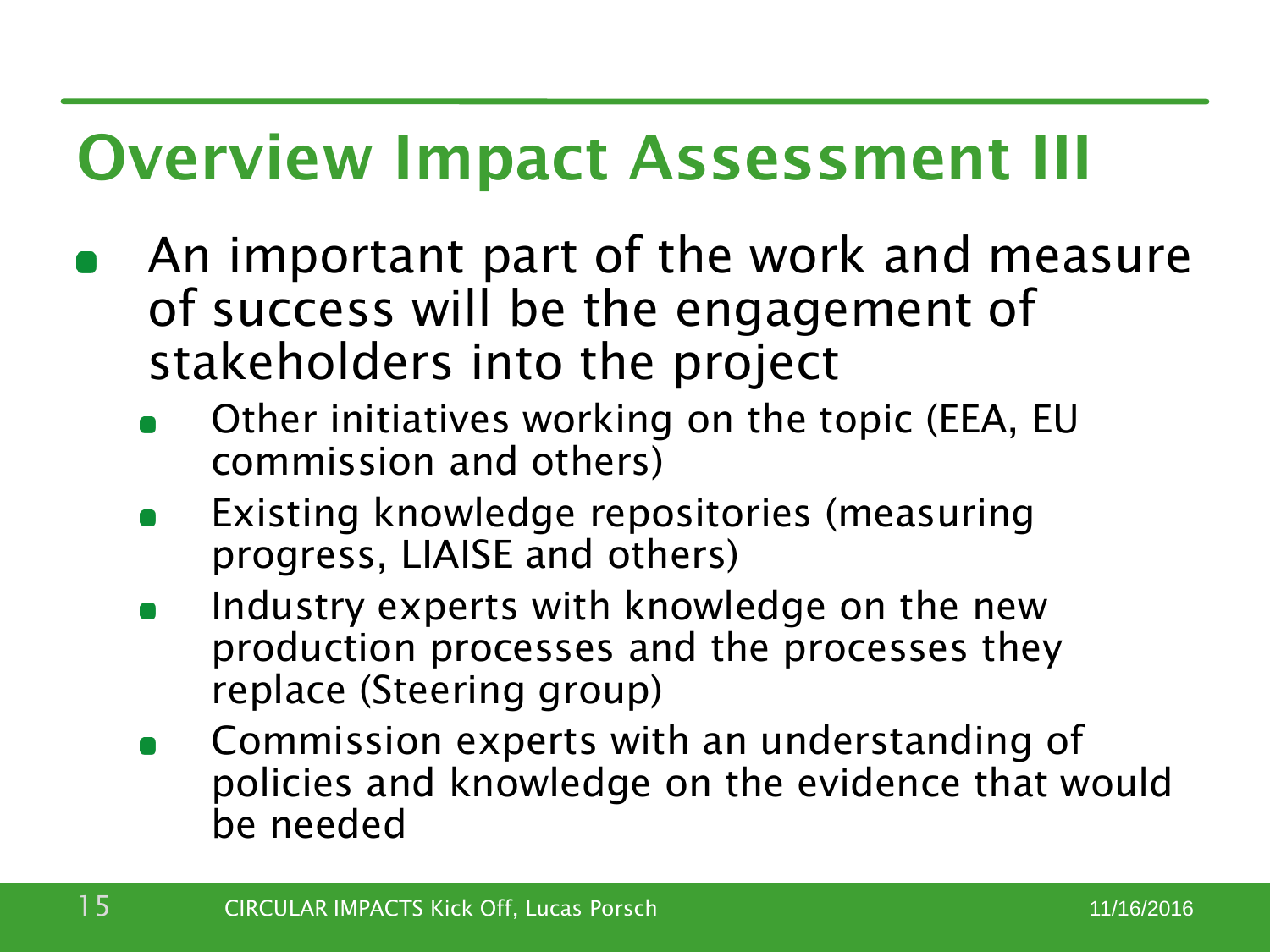# Overview Impact Assessment III

- An important part of the work and measure of success will be the engagement of stakeholders into the project
  - Other initiatives working on the topic (EEA, EU commission and others)
  - Existing knowledge repositories (measuring progress, LIAISE and others)
  - Industry experts with knowledge on the new production processes and the processes they replace (Steering group)
  - Commission experts with an understanding of policies and knowledge on the evidence that would be needed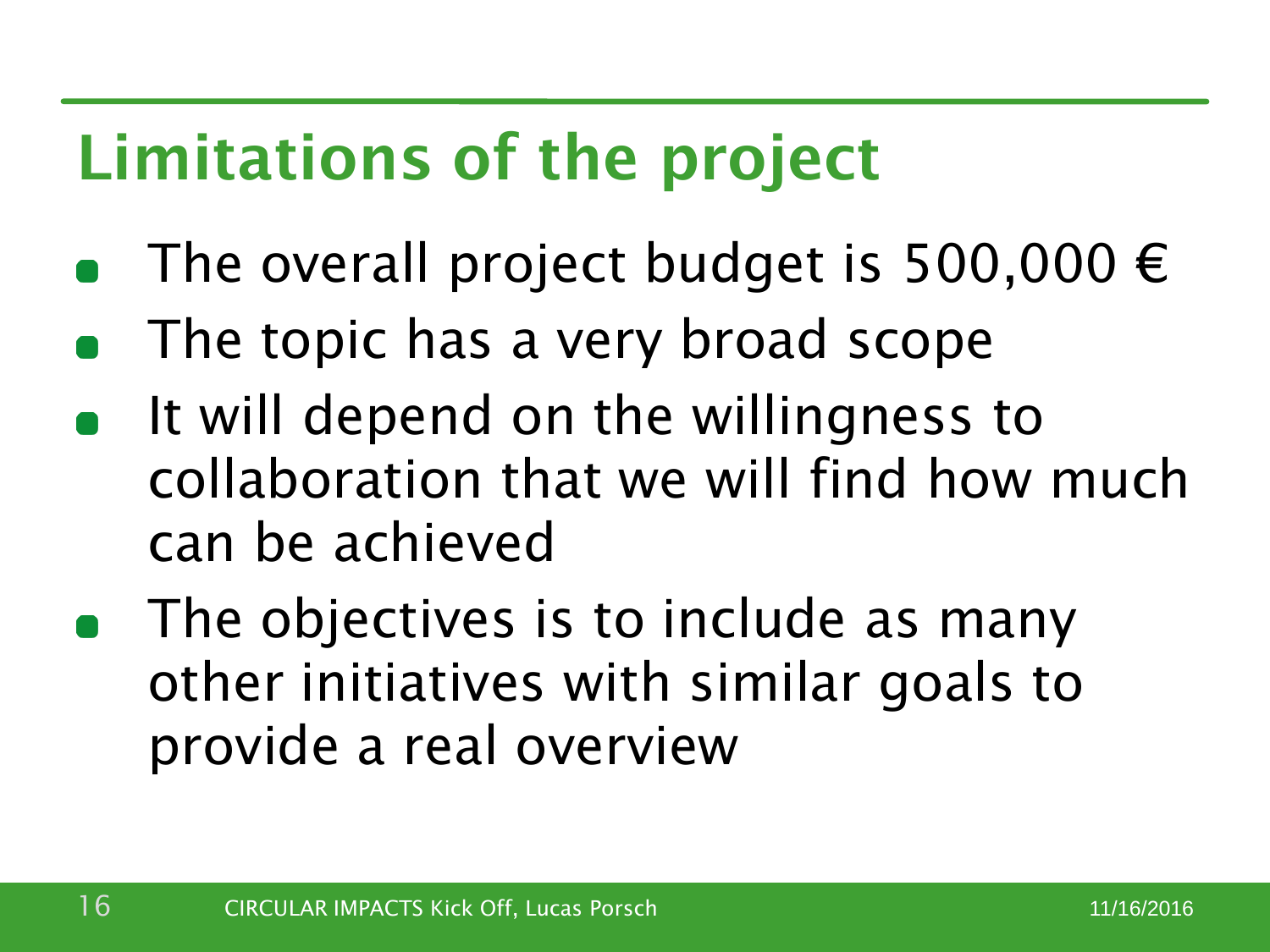# Limitations of the project

- The overall project budget is 500,000 €
- The topic has a very broad scope
- It will depend on the willingness to collaboration that we will find how much can be achieved
- The objectives is to include as many other initiatives with similar goals to provide a real overview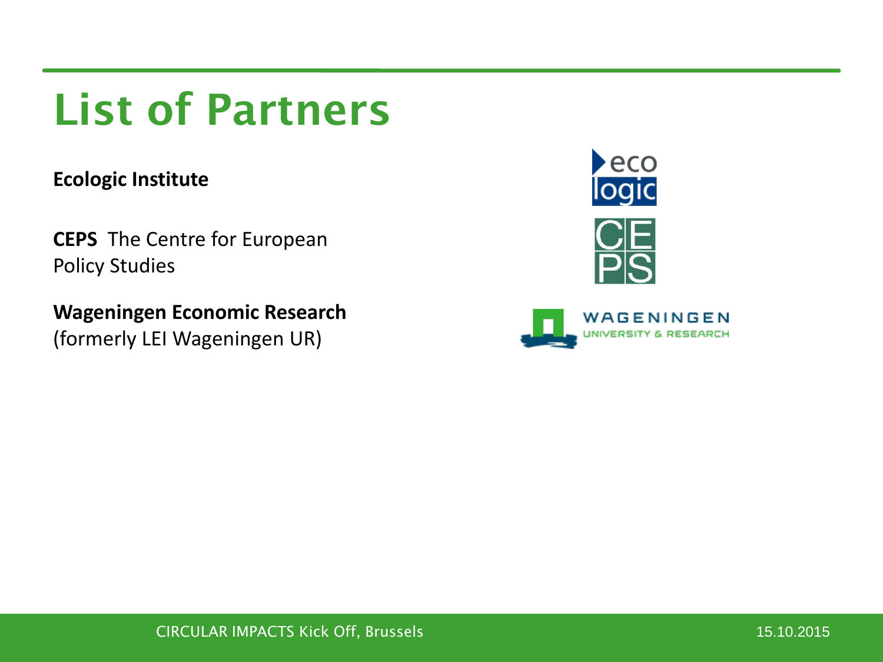# List of Partners

**Ecologic Institute**

**CEPS** The Centre for European Policy Studies

**Wageningen Economic Research** (formerly LEI Wageningen UR)